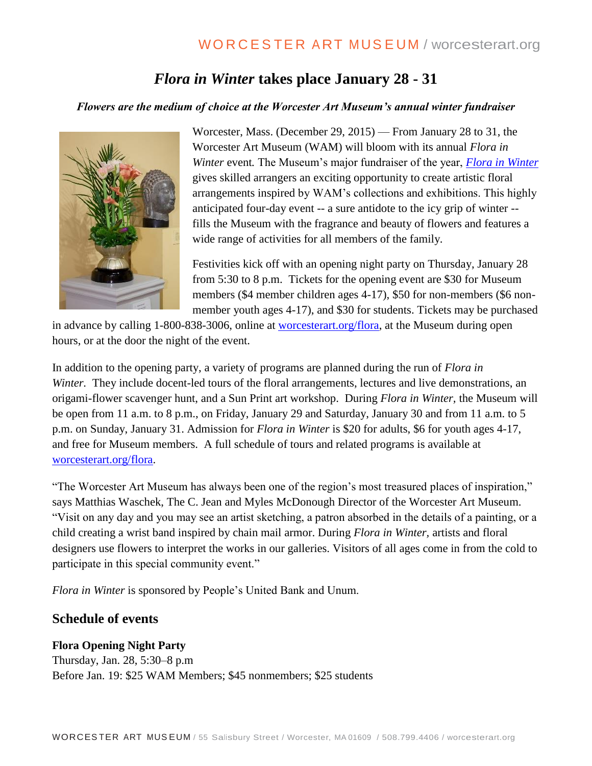# *Flora in Winter* takes place January 28 - 31

***Flowers are the medium of choice at the Worcester Art Museum's annual winter fundraiser***

Worcester, Mass. (December 29, 2015) — From January 28 to 31, the Worcester Art Museum (WAM) will bloom with its annual *Flora in Winter* event. The Museum's major fundraiser of the year, [*Flora in Winter*](worcesterart.org/flora) gives skilled arrangers an exciting opportunity to create artistic floral arrangements inspired by WAM's collections and exhibitions. This highly anticipated four-day event -- a sure antidote to the icy grip of winter -- fills the Museum with the fragrance and beauty of flowers and features a wide range of activities for all members of the family.

Festivities kick off with an opening night party on Thursday, January 28 from 5:30 to 8 p.m. Tickets for the opening event are $30 for Museum members ($4 member children ages 4-17), $50 for non-members ($6 non-member youth ages 4-17), and $30 for students. Tickets may be purchased in advance by calling 1-800-838-3006, online at [worcesterart.org/flora](worcesterart.org/flora), at the Museum during open hours, or at the door the night of the event.

In addition to the opening party, a variety of programs are planned during the run of *Flora in Winter*. They include docent-led tours of the floral arrangements, lectures and live demonstrations, an origami-flower scavenger hunt, and a Sun Print art workshop. During *Flora in Winter,* the Museum will be open from 11 a.m. to 8 p.m., on Friday, January 29 and Saturday, January 30 and from 11 a.m. to 5 p.m. on Sunday, January 31. Admission for *Flora in Winter* is $20 for adults, $6 for youth ages 4-17, and free for Museum members. A full schedule of tours and related programs is available at [worcesterart.org/flora](worcesterart.org/flora).

"The Worcester Art Museum has always been one of the region's most treasured places of inspiration," says Matthias Waschek, The C. Jean and Myles McDonough Director of the Worcester Art Museum. "Visit on any day and you may see an artist sketching, a patron absorbed in the details of a painting, or a child creating a wrist band inspired by chain mail armor. During *Flora in Winter,* artists and floral designers use flowers to interpret the works in our galleries. Visitors of all ages come in from the cold to participate in this special community event."

*Flora in Winter* is sponsored by People's United Bank and Unum.

## Schedule of events

**Flora Opening Night Party**
Thursday, Jan. 28, 5:30–8 p.m
Before Jan. 19: $25 WAM Members; $45 nonmembers; $25 students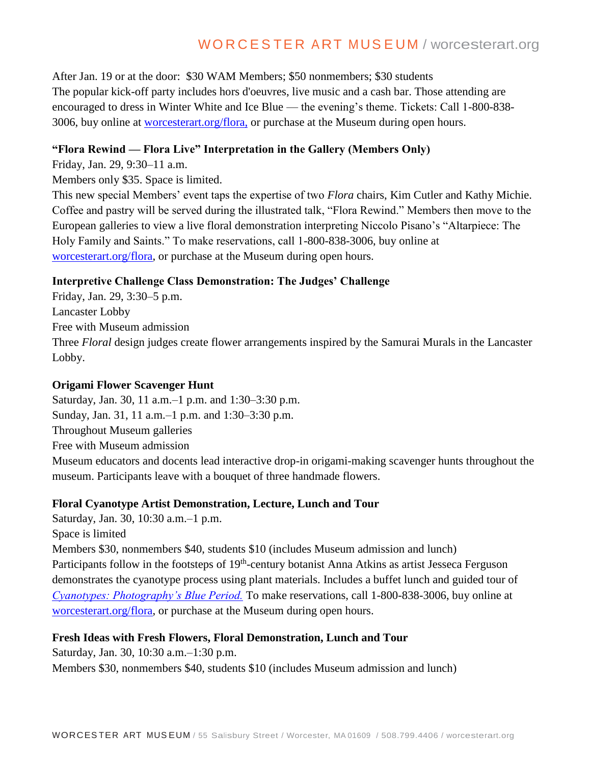After Jan. 19 or at the door: $30 WAM Members; $50 nonmembers; $30 students
The popular kick-off party includes hors d'oeuvres, live music and a cash bar. Those attending are encouraged to dress in Winter White and Ice Blue — the evening's theme. Tickets: Call 1-800-838-3006, buy online at [worcesterart.org/flora,](worcesterart.org/flora) or purchase at the Museum during open hours.

**"Flora Rewind — Flora Live" Interpretation in the Gallery (Members Only)**
Friday, Jan. 29, 9:30–11 a.m.
Members only $35. Space is limited.
This new special Members' event taps the expertise of two *Flora* chairs, Kim Cutler and Kathy Michie. Coffee and pastry will be served during the illustrated talk, "Flora Rewind." Members then move to the European galleries to view a live floral demonstration interpreting Niccolo Pisano's "Altarpiece: The Holy Family and Saints." To make reservations, call 1-800-838-3006, buy online at [worcesterart.org/flora](worcesterart.org/flora), or purchase at the Museum during open hours.

**Interpretive Challenge Class Demonstration: The Judges' Challenge**
Friday, Jan. 29, 3:30–5 p.m.
Lancaster Lobby
Free with Museum admission
Three *Floral* design judges create flower arrangements inspired by the Samurai Murals in the Lancaster Lobby.

**Origami Flower Scavenger Hunt**
Saturday, Jan. 30, 11 a.m.–1 p.m. and 1:30–3:30 p.m.
Sunday, Jan. 31, 11 a.m.–1 p.m. and 1:30–3:30 p.m.
Throughout Museum galleries
Free with Museum admission
Museum educators and docents lead interactive drop-in origami-making scavenger hunts throughout the museum. Participants leave with a bouquet of three handmade flowers.

**Floral Cyanotype Artist Demonstration, Lecture, Lunch and Tour**
Saturday, Jan. 30, 10:30 a.m.–1 p.m.
Space is limited
Members $30, nonmembers $40, students $10 (includes Museum admission and lunch)
Participants follow in the footsteps of 19th-century botanist Anna Atkins as artist Jesseca Ferguson demonstrates the cyanotype process using plant materials. Includes a buffet lunch and guided tour of *Cyanotypes: Photography's Blue Period.* To make reservations, call 1-800-838-3006, buy online at [worcesterart.org/flora](worcesterart.org/flora), or purchase at the Museum during open hours.

**Fresh Ideas with Fresh Flowers, Floral Demonstration, Lunch and Tour**
Saturday, Jan. 30, 10:30 a.m.–1:30 p.m.
Members $30, nonmembers $40, students $10 (includes Museum admission and lunch)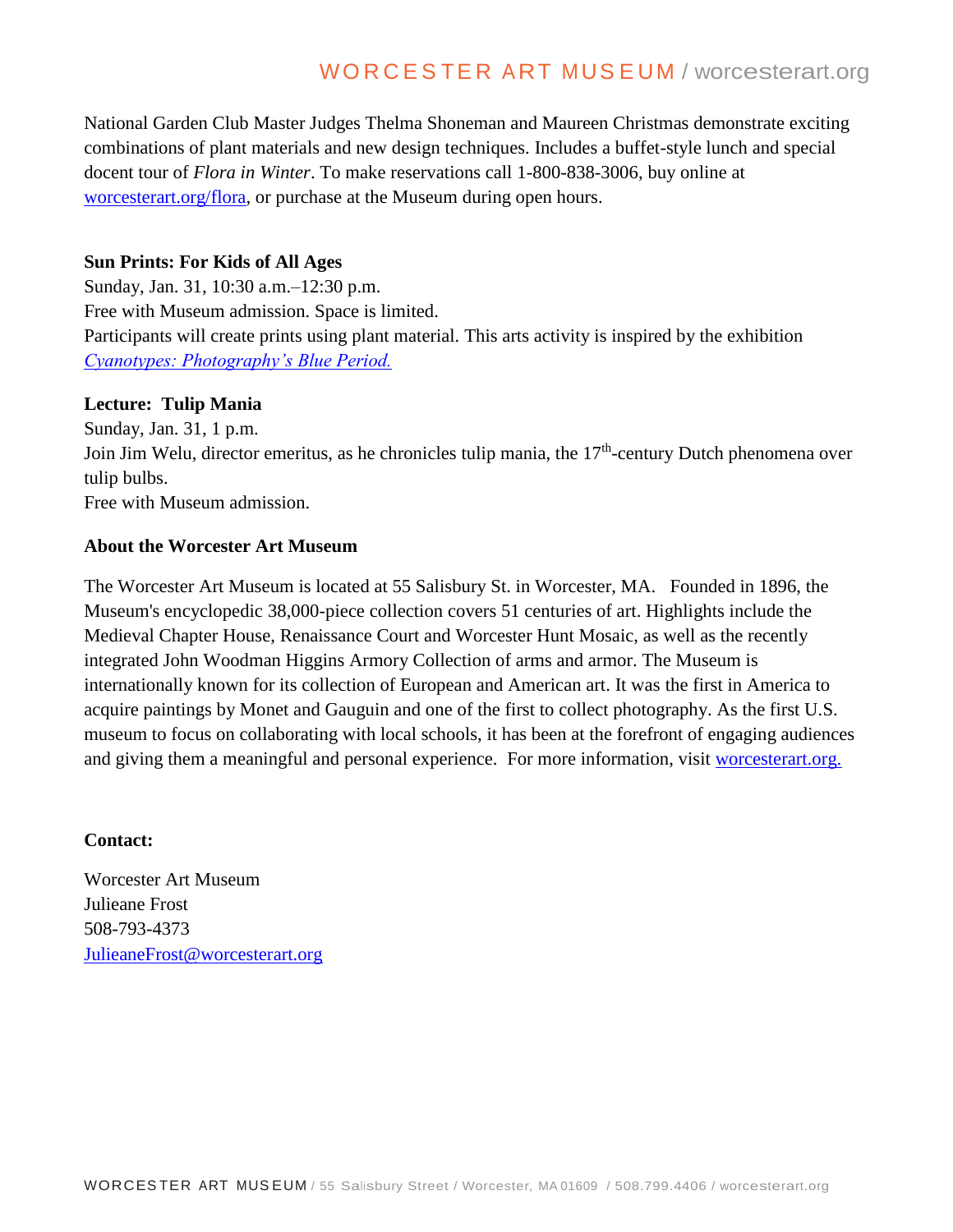National Garden Club Master Judges Thelma Shoneman and Maureen Christmas demonstrate exciting combinations of plant materials and new design techniques. Includes a buffet-style lunch and special docent tour of *Flora in Winter*. To make reservations call 1-800-838-3006, buy online at [worcesterart.org/flora](worcesterart.org/flora), or purchase at the Museum during open hours.

**Sun Prints: For Kids of All Ages**
Sunday, Jan. 31, 10:30 a.m.–12:30 p.m.
Free with Museum admission. Space is limited.
Participants will create prints using plant material. This arts activity is inspired by the exhibition *Cyanotypes: Photography's Blue Period.*

**Lecture: Tulip Mania**
Sunday, Jan. 31, 1 p.m.
Join Jim Welu, director emeritus, as he chronicles tulip mania, the 17th-century Dutch phenomena over tulip bulbs.
Free with Museum admission.

**About the Worcester Art Museum**

The Worcester Art Museum is located at 55 Salisbury St. in Worcester, MA. Founded in 1896, the Museum's encyclopedic 38,000-piece collection covers 51 centuries of art. Highlights include the Medieval Chapter House, Renaissance Court and Worcester Hunt Mosaic, as well as the recently integrated John Woodman Higgins Armory Collection of arms and armor. The Museum is internationally known for its collection of European and American art. It was the first in America to acquire paintings by Monet and Gauguin and one of the first to collect photography. As the first U.S. museum to focus on collaborating with local schools, it has been at the forefront of engaging audiences and giving them a meaningful and personal experience. For more information, visit [worcesterart.org.](worcesterart.org)

**Contact:**

Worcester Art Museum
Julieane Frost
508-793-4373
JulieaneFrost@worcesterart.org